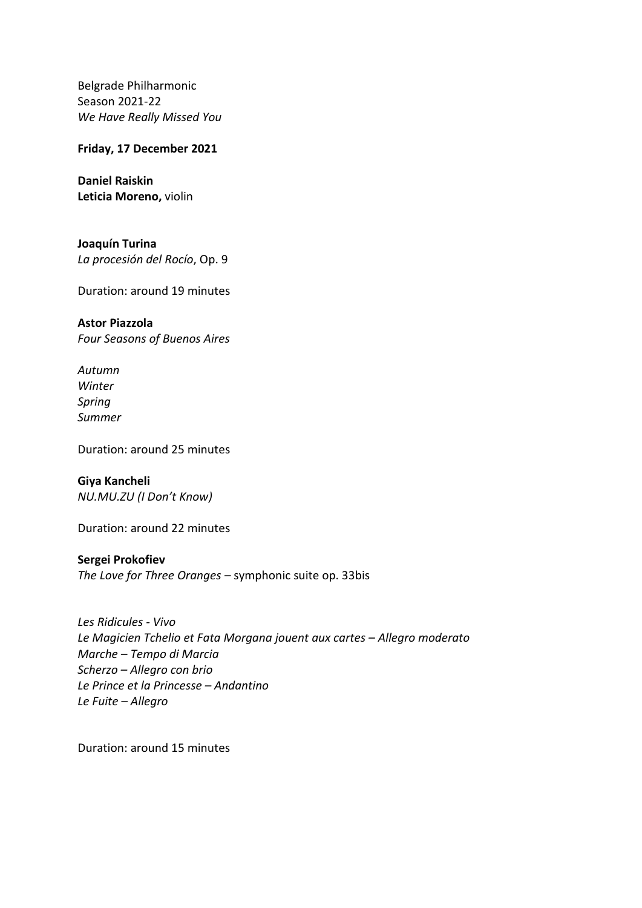Belgrade Philharmonic
Season 2021-22
*We Have Really Missed You*

**Friday, 17 December 2021**

**Daniel Raiskin**
**Leticia Moreno,** violin

**Joaquín Turina**
*La procesión del Rocío*, Op. 9

Duration: around 19 minutes

**Astor Piazzola**
*Four Seasons of Buenos Aires*

*Autumn*
*Winter*
*Spring*
*Summer*

Duration: around 25 minutes

**Giya Kancheli**
*NU.MU.ZU (I Don't Know)*

Duration: around 22 minutes

**Sergei Prokofiev**
*The Love for Three Oranges* – symphonic suite op. 33bis

*Les Ridicules - Vivo*
*Le Magicien Tchelio et Fata Morgana jouent aux cartes – Allegro moderato*
*Marche – Tempo di Marcia*
*Scherzo – Allegro con brio*
*Le Prince et la Princesse – Andantino*
*Le Fuite – Allegro*

Duration: around 15 minutes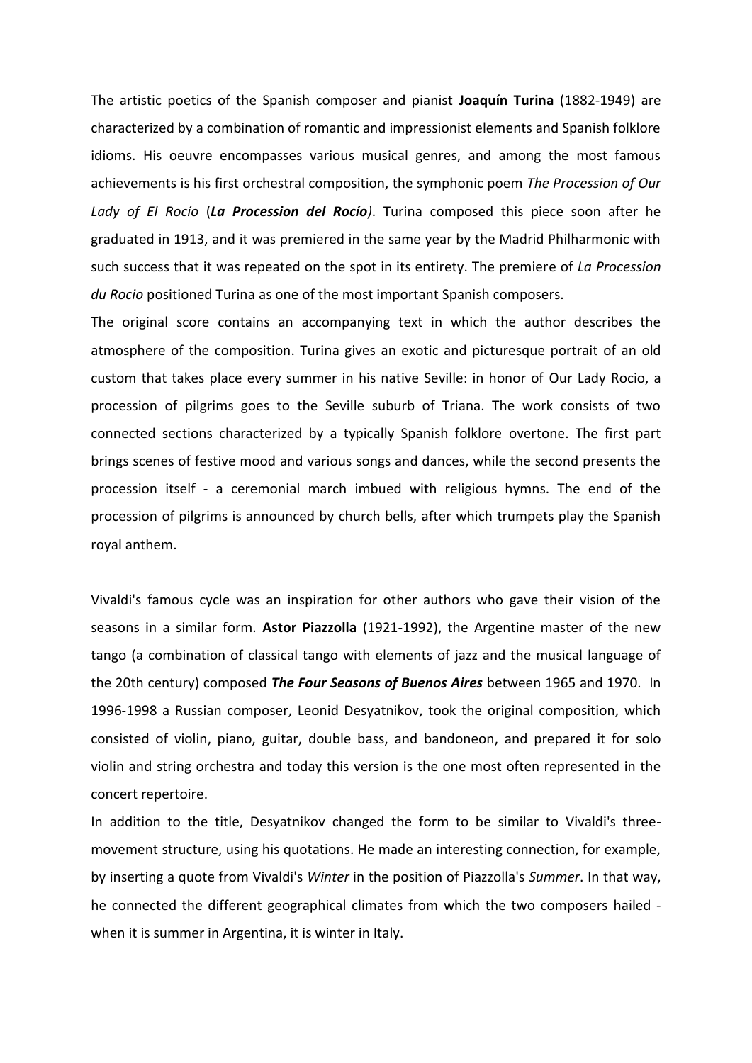The artistic poetics of the Spanish composer and pianist **Joaquín Turina** (1882-1949) are characterized by a combination of romantic and impressionist elements and Spanish folklore idioms. His oeuvre encompasses various musical genres, and among the most famous achievements is his first orchestral composition, the symphonic poem *The Procession of Our Lady of El Rocío* (***La Procession del Rocío***). Turina composed this piece soon after he graduated in 1913, and it was premiered in the same year by the Madrid Philharmonic with such success that it was repeated on the spot in its entirety. The premiere of *La Procession du Rocio* positioned Turina as one of the most important Spanish composers.

The original score contains an accompanying text in which the author describes the atmosphere of the composition. Turina gives an exotic and picturesque portrait of an old custom that takes place every summer in his native Seville: in honor of Our Lady Rocio, a procession of pilgrims goes to the Seville suburb of Triana. The work consists of two connected sections characterized by a typically Spanish folklore overtone. The first part brings scenes of festive mood and various songs and dances, while the second presents the procession itself - a ceremonial march imbued with religious hymns. The end of the procession of pilgrims is announced by church bells, after which trumpets play the Spanish royal anthem.

Vivaldi's famous cycle was an inspiration for other authors who gave their vision of the seasons in a similar form. **Astor Piazzolla** (1921-1992), the Argentine master of the new tango (a combination of classical tango with elements of jazz and the musical language of the 20th century) composed ***The Four Seasons of Buenos Aires*** between 1965 and 1970. In 1996-1998 a Russian composer, Leonid Desyatnikov, took the original composition, which consisted of violin, piano, guitar, double bass, and bandoneon, and prepared it for solo violin and string orchestra and today this version is the one most often represented in the concert repertoire.

In addition to the title, Desyatnikov changed the form to be similar to Vivaldi's three-movement structure, using his quotations. He made an interesting connection, for example, by inserting a quote from Vivaldi's *Winter* in the position of Piazzolla's *Summer*. In that way, he connected the different geographical climates from which the two composers hailed - when it is summer in Argentina, it is winter in Italy.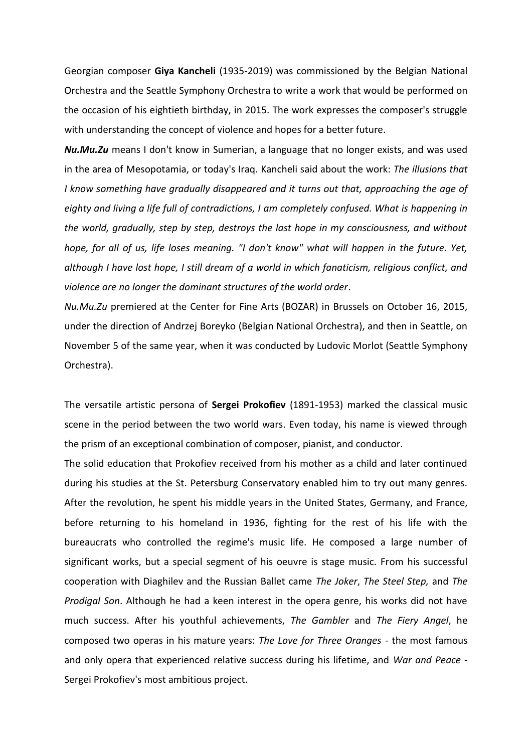Georgian composer **Giya Kancheli** (1935-2019) was commissioned by the Belgian National Orchestra and the Seattle Symphony Orchestra to write a work that would be performed on the occasion of his eightieth birthday, in 2015. The work expresses the composer's struggle with understanding the concept of violence and hopes for a better future.

***Nu.Mu.Zu*** means I don't know in Sumerian, a language that no longer exists, and was used in the area of Mesopotamia, or today's Iraq. Kancheli said about the work: *The illusions that I know something have gradually disappeared and it turns out that, approaching the age of eighty and living a life full of contradictions, I am completely confused. What is happening in the world, gradually, step by step, destroys the last hope in my consciousness, and without hope, for all of us, life loses meaning. "I don't know" what will happen in the future. Yet, although I have lost hope, I still dream of a world in which fanaticism, religious conflict, and violence are no longer the dominant structures of the world order*.

*Nu.Mu.Zu* premiered at the Center for Fine Arts (BOZAR) in Brussels on October 16, 2015, under the direction of Andrzej Boreyko (Belgian National Orchestra), and then in Seattle, on November 5 of the same year, when it was conducted by Ludovic Morlot (Seattle Symphony Orchestra).

The versatile artistic persona of **Sergei Prokofiev** (1891-1953) marked the classical music scene in the period between the two world wars. Even today, his name is viewed through the prism of an exceptional combination of composer, pianist, and conductor.

The solid education that Prokofiev received from his mother as a child and later continued during his studies at the St. Petersburg Conservatory enabled him to try out many genres. After the revolution, he spent his middle years in the United States, Germany, and France, before returning to his homeland in 1936, fighting for the rest of his life with the bureaucrats who controlled the regime's music life. He composed a large number of significant works, but a special segment of his oeuvre is stage music. From his successful cooperation with Diaghilev and the Russian Ballet came *The Joker*, *The Steel Step,* and *The Prodigal Son*. Although he had a keen interest in the opera genre, his works did not have much success. After his youthful achievements, *The Gambler* and *The Fiery Angel*, he composed two operas in his mature years: *The Love for Three Oranges* - the most famous and only opera that experienced relative success during his lifetime, and *War and Peace* - Sergei Prokofiev's most ambitious project.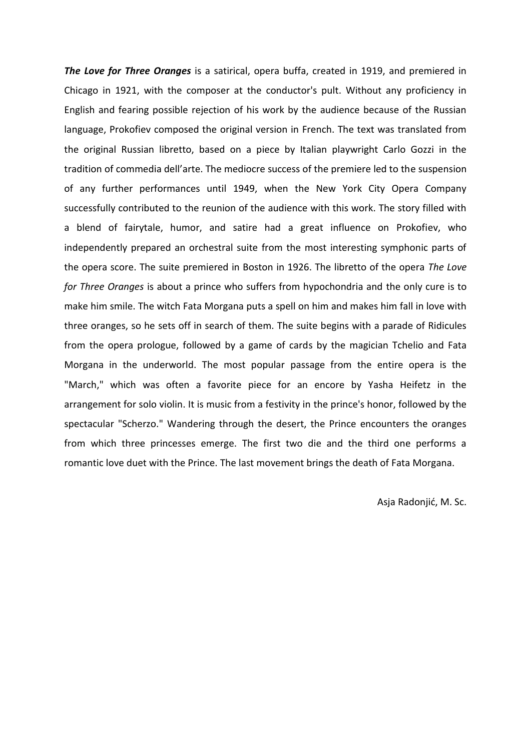***The Love for Three Oranges*** is a satirical, opera buffa, created in 1919, and premiered in Chicago in 1921, with the composer at the conductor's pult. Without any proficiency in English and fearing possible rejection of his work by the audience because of the Russian language, Prokofiev composed the original version in French. The text was translated from the original Russian libretto, based on a piece by Italian playwright Carlo Gozzi in the tradition of commedia dell'arte. The mediocre success of the premiere led to the suspension of any further performances until 1949, when the New York City Opera Company successfully contributed to the reunion of the audience with this work. The story filled with a blend of fairytale, humor, and satire had a great influence on Prokofiev, who independently prepared an orchestral suite from the most interesting symphonic parts of the opera score. The suite premiered in Boston in 1926. The libretto of the opera *The Love for Three Oranges* is about a prince who suffers from hypochondria and the only cure is to make him smile. The witch Fata Morgana puts a spell on him and makes him fall in love with three oranges, so he sets off in search of them. The suite begins with a parade of Ridicules from the opera prologue, followed by a game of cards by the magician Tchelio and Fata Morgana in the underworld. The most popular passage from the entire opera is the "March," which was often a favorite piece for an encore by Yasha Heifetz in the arrangement for solo violin. It is music from a festivity in the prince's honor, followed by the spectacular "Scherzo." Wandering through the desert, the Prince encounters the oranges from which three princesses emerge. The first two die and the third one performs a romantic love duet with the Prince. The last movement brings the death of Fata Morgana.

Asja Radonjić, M. Sc.